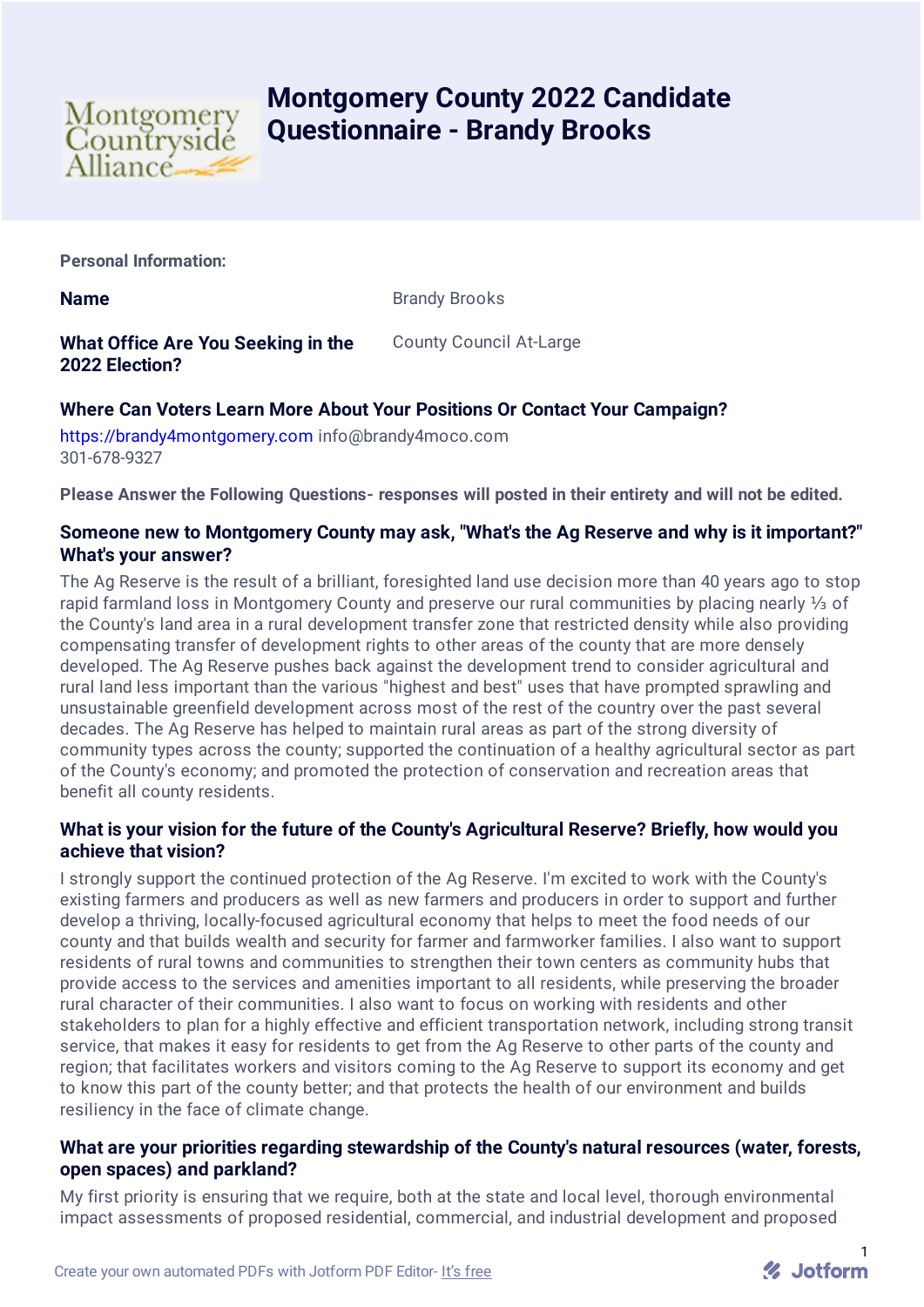# Montgomery County 2022 Candidate Questionnaire - Brandy Brooks

**Personal Information:**

**Name**

Brandy Brooks

**What Office Are You Seeking in the 2022 Election?**

County Council At-Large

### Where Can Voters Learn More About Your Positions Or Contact Your Campaign?

https://brandy4montgomery.com info@brandy4moco.com
301-678-9327

**Please Answer the Following Questions- responses will posted in their entirety and will not be edited.**

### Someone new to Montgomery County may ask, "What's the Ag Reserve and why is it important?" What's your answer?

The Ag Reserve is the result of a brilliant, foresighted land use decision more than 40 years ago to stop rapid farmland loss in Montgomery County and preserve our rural communities by placing nearly ⅓ of the County's land area in a rural development transfer zone that restricted density while also providing compensating transfer of development rights to other areas of the county that are more densely developed. The Ag Reserve pushes back against the development trend to consider agricultural and rural land less important than the various "highest and best" uses that have prompted sprawling and unsustainable greenfield development across most of the rest of the country over the past several decades. The Ag Reserve has helped to maintain rural areas as part of the strong diversity of community types across the county; supported the continuation of a healthy agricultural sector as part of the County's economy; and promoted the protection of conservation and recreation areas that benefit all county residents.

### What is your vision for the future of the County's Agricultural Reserve? Briefly, how would you achieve that vision?

I strongly support the continued protection of the Ag Reserve. I'm excited to work with the County's existing farmers and producers as well as new farmers and producers in order to support and further develop a thriving, locally-focused agricultural economy that helps to meet the food needs of our county and that builds wealth and security for farmer and farmworker families. I also want to support residents of rural towns and communities to strengthen their town centers as community hubs that provide access to the services and amenities important to all residents, while preserving the broader rural character of their communities. I also want to focus on working with residents and other stakeholders to plan for a highly effective and efficient transportation network, including strong transit service, that makes it easy for residents to get from the Ag Reserve to other parts of the county and region; that facilitates workers and visitors coming to the Ag Reserve to support its economy and get to know this part of the county better; and that protects the health of our environment and builds resiliency in the face of climate change.

### What are your priorities regarding stewardship of the County's natural resources (water, forests, open spaces) and parkland?

My first priority is ensuring that we require, both at the state and local level, thorough environmental impact assessments of proposed residential, commercial, and industrial development and proposed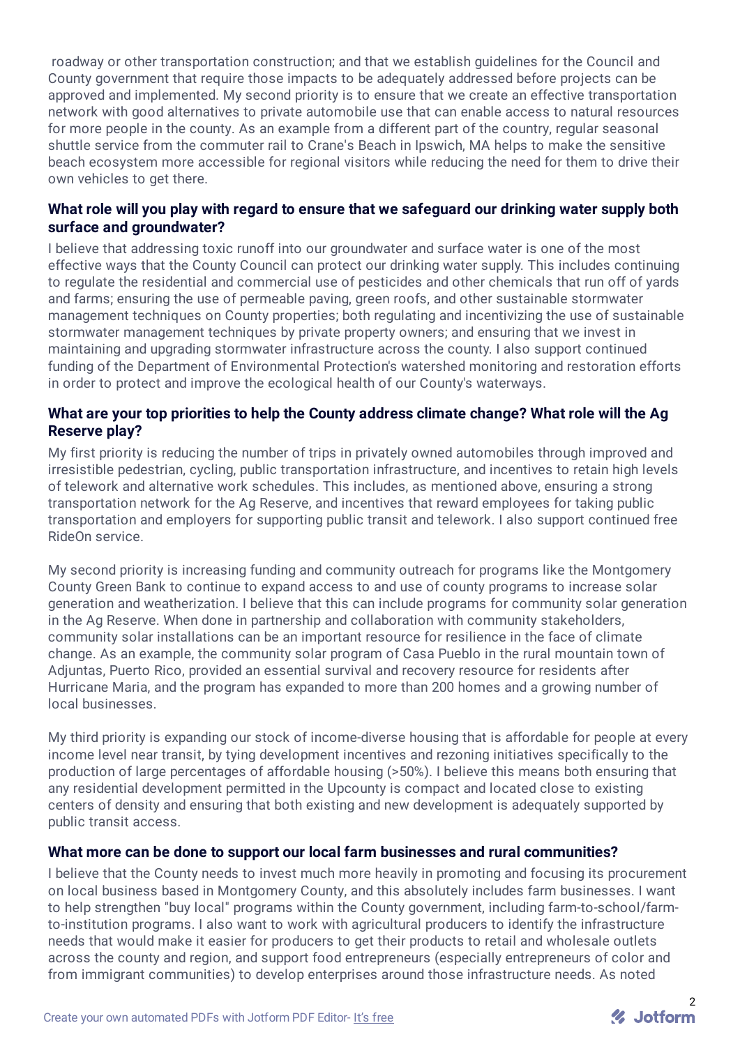roadway or other transportation construction; and that we establish guidelines for the Council and County government that require those impacts to be adequately addressed before projects can be approved and implemented. My second priority is to ensure that we create an effective transportation network with good alternatives to private automobile use that can enable access to natural resources for more people in the county. As an example from a different part of the country, regular seasonal shuttle service from the commuter rail to Crane's Beach in Ipswich, MA helps to make the sensitive beach ecosystem more accessible for regional visitors while reducing the need for them to drive their own vehicles to get there.

**What role will you play with regard to ensure that we safeguard our drinking water supply both surface and groundwater?**

I believe that addressing toxic runoff into our groundwater and surface water is one of the most effective ways that the County Council can protect our drinking water supply. This includes continuing to regulate the residential and commercial use of pesticides and other chemicals that run off of yards and farms; ensuring the use of permeable paving, green roofs, and other sustainable stormwater management techniques on County properties; both regulating and incentivizing the use of sustainable stormwater management techniques by private property owners; and ensuring that we invest in maintaining and upgrading stormwater infrastructure across the county. I also support continued funding of the Department of Environmental Protection's watershed monitoring and restoration efforts in order to protect and improve the ecological health of our County's waterways.

**What are your top priorities to help the County address climate change? What role will the Ag Reserve play?**

My first priority is reducing the number of trips in privately owned automobiles through improved and irresistible pedestrian, cycling, public transportation infrastructure, and incentives to retain high levels of telework and alternative work schedules. This includes, as mentioned above, ensuring a strong transportation network for the Ag Reserve, and incentives that reward employees for taking public transportation and employers for supporting public transit and telework. I also support continued free RideOn service.

My second priority is increasing funding and community outreach for programs like the Montgomery County Green Bank to continue to expand access to and use of county programs to increase solar generation and weatherization. I believe that this can include programs for community solar generation in the Ag Reserve. When done in partnership and collaboration with community stakeholders, community solar installations can be an important resource for resilience in the face of climate change. As an example, the community solar program of Casa Pueblo in the rural mountain town of Adjuntas, Puerto Rico, provided an essential survival and recovery resource for residents after Hurricane Maria, and the program has expanded to more than 200 homes and a growing number of local businesses.

My third priority is expanding our stock of income-diverse housing that is affordable for people at every income level near transit, by tying development incentives and rezoning initiatives specifically to the production of large percentages of affordable housing (>50%). I believe this means both ensuring that any residential development permitted in the Upcounty is compact and located close to existing centers of density and ensuring that both existing and new development is adequately supported by public transit access.

**What more can be done to support our local farm businesses and rural communities?**

I believe that the County needs to invest much more heavily in promoting and focusing its procurement on local business based in Montgomery County, and this absolutely includes farm businesses. I want to help strengthen "buy local" programs within the County government, including farm-to-school/farm-to-institution programs. I also want to work with agricultural producers to identify the infrastructure needs that would make it easier for producers to get their products to retail and wholesale outlets across the county and region, and support food entrepreneurs (especially entrepreneurs of color and from immigrant communities) to develop enterprises around those infrastructure needs. As noted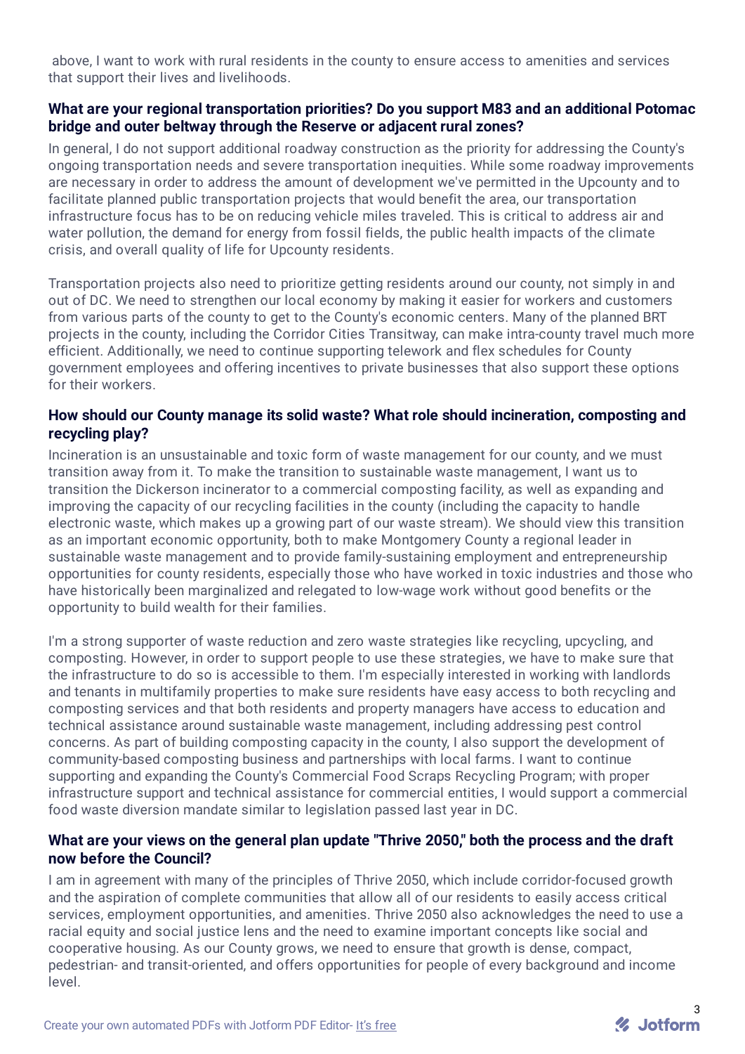above, I want to work with rural residents in the county to ensure access to amenities and services that support their lives and livelihoods.

**What are your regional transportation priorities? Do you support M83 and an additional Potomac bridge and outer beltway through the Reserve or adjacent rural zones?**

In general, I do not support additional roadway construction as the priority for addressing the County's ongoing transportation needs and severe transportation inequities. While some roadway improvements are necessary in order to address the amount of development we've permitted in the Upcounty and to facilitate planned public transportation projects that would benefit the area, our transportation infrastructure focus has to be on reducing vehicle miles traveled. This is critical to address air and water pollution, the demand for energy from fossil fields, the public health impacts of the climate crisis, and overall quality of life for Upcounty residents.

Transportation projects also need to prioritize getting residents around our county, not simply in and out of DC. We need to strengthen our local economy by making it easier for workers and customers from various parts of the county to get to the County's economic centers. Many of the planned BRT projects in the county, including the Corridor Cities Transitway, can make intra-county travel much more efficient. Additionally, we need to continue supporting telework and flex schedules for County government employees and offering incentives to private businesses that also support these options for their workers.

**How should our County manage its solid waste? What role should incineration, composting and recycling play?**

Incineration is an unsustainable and toxic form of waste management for our county, and we must transition away from it. To make the transition to sustainable waste management, I want us to transition the Dickerson incinerator to a commercial composting facility, as well as expanding and improving the capacity of our recycling facilities in the county (including the capacity to handle electronic waste, which makes up a growing part of our waste stream). We should view this transition as an important economic opportunity, both to make Montgomery County a regional leader in sustainable waste management and to provide family-sustaining employment and entrepreneurship opportunities for county residents, especially those who have worked in toxic industries and those who have historically been marginalized and relegated to low-wage work without good benefits or the opportunity to build wealth for their families.

I'm a strong supporter of waste reduction and zero waste strategies like recycling, upcycling, and composting. However, in order to support people to use these strategies, we have to make sure that the infrastructure to do so is accessible to them. I'm especially interested in working with landlords and tenants in multifamily properties to make sure residents have easy access to both recycling and composting services and that both residents and property managers have access to education and technical assistance around sustainable waste management, including addressing pest control concerns. As part of building composting capacity in the county, I also support the development of community-based composting business and partnerships with local farms. I want to continue supporting and expanding the County's Commercial Food Scraps Recycling Program; with proper infrastructure support and technical assistance for commercial entities, I would support a commercial food waste diversion mandate similar to legislation passed last year in DC.

**What are your views on the general plan update "Thrive 2050," both the process and the draft now before the Council?**

I am in agreement with many of the principles of Thrive 2050, which include corridor-focused growth and the aspiration of complete communities that allow all of our residents to easily access critical services, employment opportunities, and amenities. Thrive 2050 also acknowledges the need to use a racial equity and social justice lens and the need to examine important concepts like social and cooperative housing. As our County grows, we need to ensure that growth is dense, compact, pedestrian- and transit-oriented, and offers opportunities for people of every background and income level.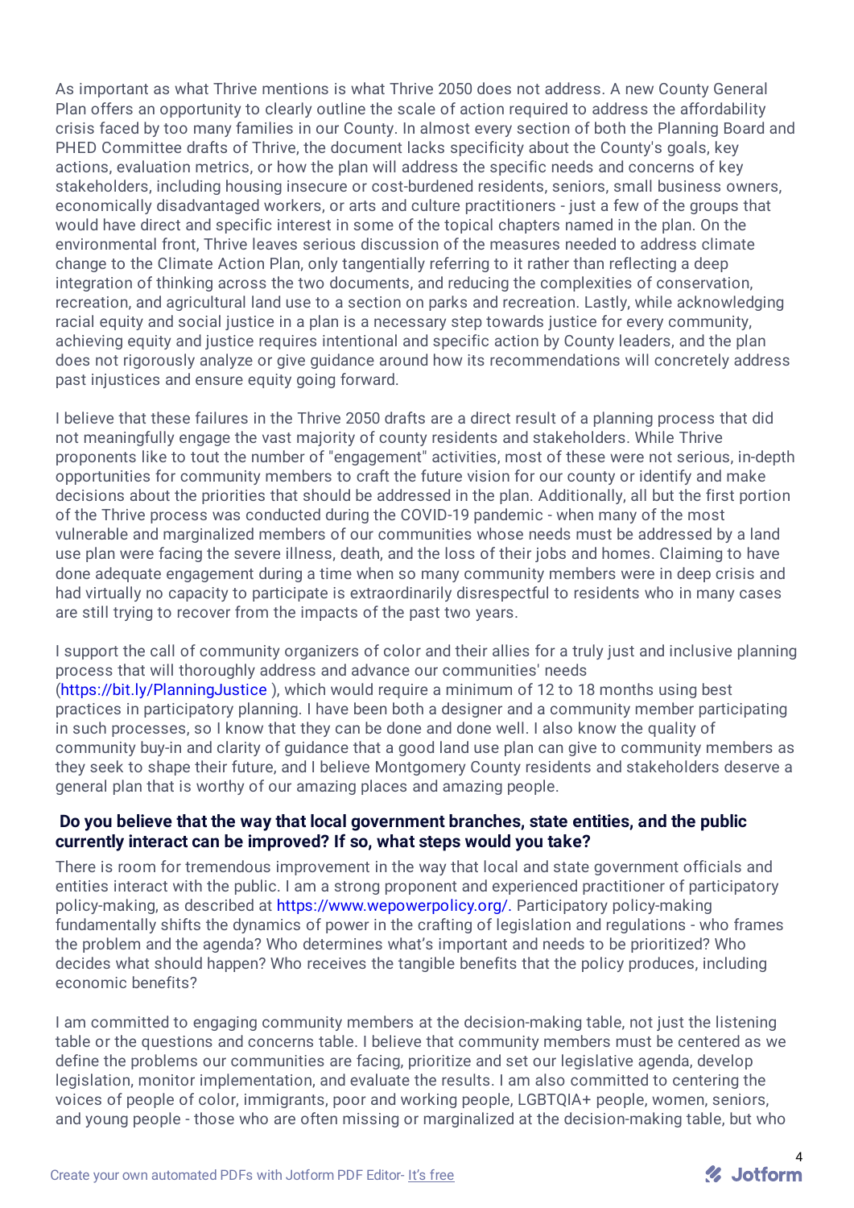As important as what Thrive mentions is what Thrive 2050 does not address. A new County General Plan offers an opportunity to clearly outline the scale of action required to address the affordability crisis faced by too many families in our County. In almost every section of both the Planning Board and PHED Committee drafts of Thrive, the document lacks specificity about the County's goals, key actions, evaluation metrics, or how the plan will address the specific needs and concerns of key stakeholders, including housing insecure or cost-burdened residents, seniors, small business owners, economically disadvantaged workers, or arts and culture practitioners - just a few of the groups that would have direct and specific interest in some of the topical chapters named in the plan. On the environmental front, Thrive leaves serious discussion of the measures needed to address climate change to the Climate Action Plan, only tangentially referring to it rather than reflecting a deep integration of thinking across the two documents, and reducing the complexities of conservation, recreation, and agricultural land use to a section on parks and recreation. Lastly, while acknowledging racial equity and social justice in a plan is a necessary step towards justice for every community, achieving equity and justice requires intentional and specific action by County leaders, and the plan does not rigorously analyze or give guidance around how its recommendations will concretely address past injustices and ensure equity going forward.

I believe that these failures in the Thrive 2050 drafts are a direct result of a planning process that did not meaningfully engage the vast majority of county residents and stakeholders. While Thrive proponents like to tout the number of "engagement" activities, most of these were not serious, in-depth opportunities for community members to craft the future vision for our county or identify and make decisions about the priorities that should be addressed in the plan. Additionally, all but the first portion of the Thrive process was conducted during the COVID-19 pandemic - when many of the most vulnerable and marginalized members of our communities whose needs must be addressed by a land use plan were facing the severe illness, death, and the loss of their jobs and homes. Claiming to have done adequate engagement during a time when so many community members were in deep crisis and had virtually no capacity to participate is extraordinarily disrespectful to residents who in many cases are still trying to recover from the impacts of the past two years.

I support the call of community organizers of color and their allies for a truly just and inclusive planning process that will thoroughly address and advance our communities' needs (https://bit.ly/PlanningJustice ), which would require a minimum of 12 to 18 months using best practices in participatory planning. I have been both a designer and a community member participating in such processes, so I know that they can be done and done well. I also know the quality of community buy-in and clarity of guidance that a good land use plan can give to community members as they seek to shape their future, and I believe Montgomery County residents and stakeholders deserve a general plan that is worthy of our amazing places and amazing people.

**Do you believe that the way that local government branches, state entities, and the public currently interact can be improved? If so, what steps would you take?**

There is room for tremendous improvement in the way that local and state government officials and entities interact with the public. I am a strong proponent and experienced practitioner of participatory policy-making, as described at https://www.wepowerpolicy.org/. Participatory policy-making fundamentally shifts the dynamics of power in the crafting of legislation and regulations - who frames the problem and the agenda? Who determines what's important and needs to be prioritized? Who decides what should happen? Who receives the tangible benefits that the policy produces, including economic benefits?

I am committed to engaging community members at the decision-making table, not just the listening table or the questions and concerns table. I believe that community members must be centered as we define the problems our communities are facing, prioritize and set our legislative agenda, develop legislation, monitor implementation, and evaluate the results. I am also committed to centering the voices of people of color, immigrants, poor and working people, LGBTQIA+ people, women, seniors, and young people - those who are often missing or marginalized at the decision-making table, but who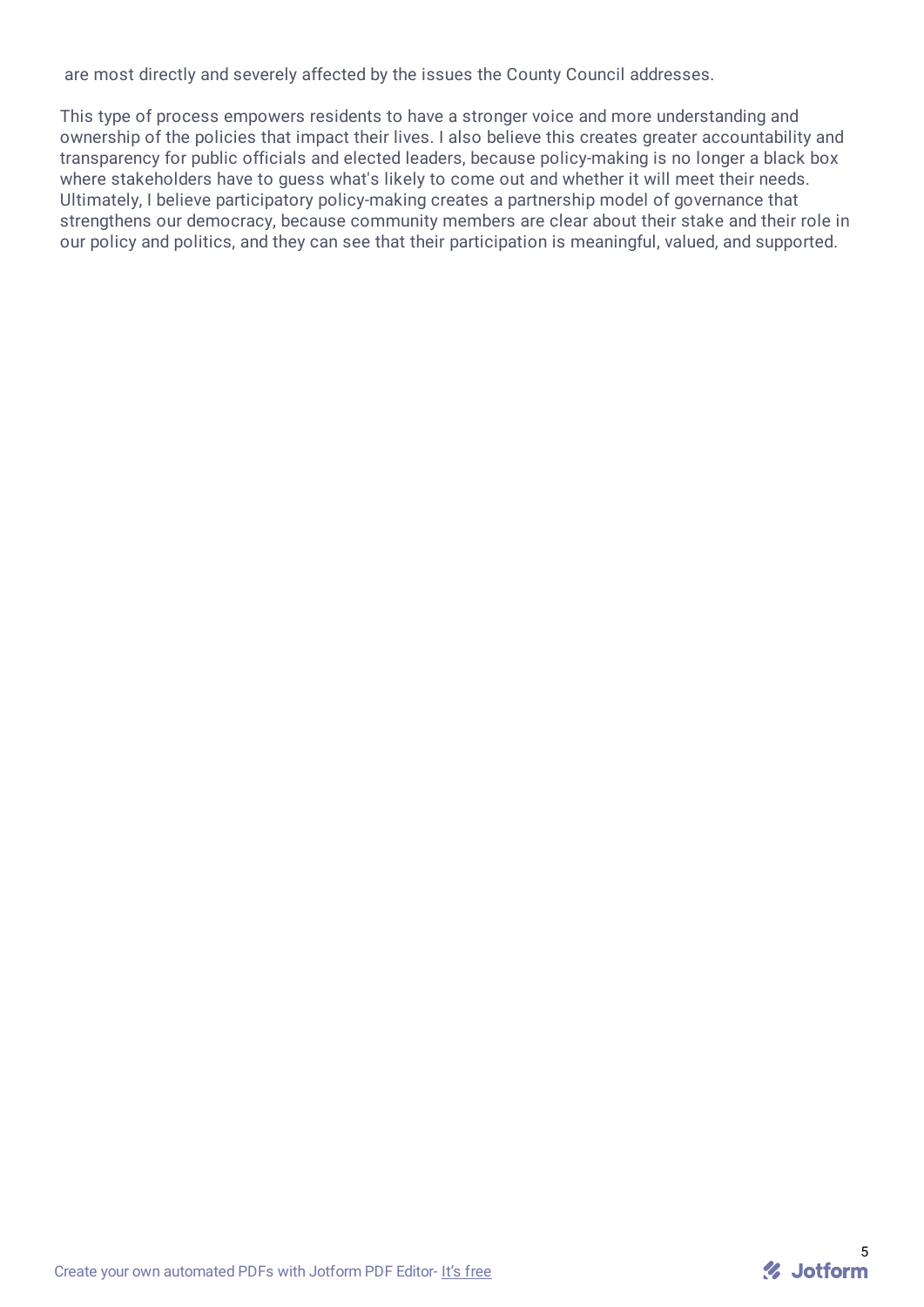are most directly and severely affected by the issues the County Council addresses.

This type of process empowers residents to have a stronger voice and more understanding and ownership of the policies that impact their lives. I also believe this creates greater accountability and transparency for public officials and elected leaders, because policy-making is no longer a black box where stakeholders have to guess what's likely to come out and whether it will meet their needs. Ultimately, I believe participatory policy-making creates a partnership model of governance that strengthens our democracy, because community members are clear about their stake and their role in our policy and politics, and they can see that their participation is meaningful, valued, and supported.